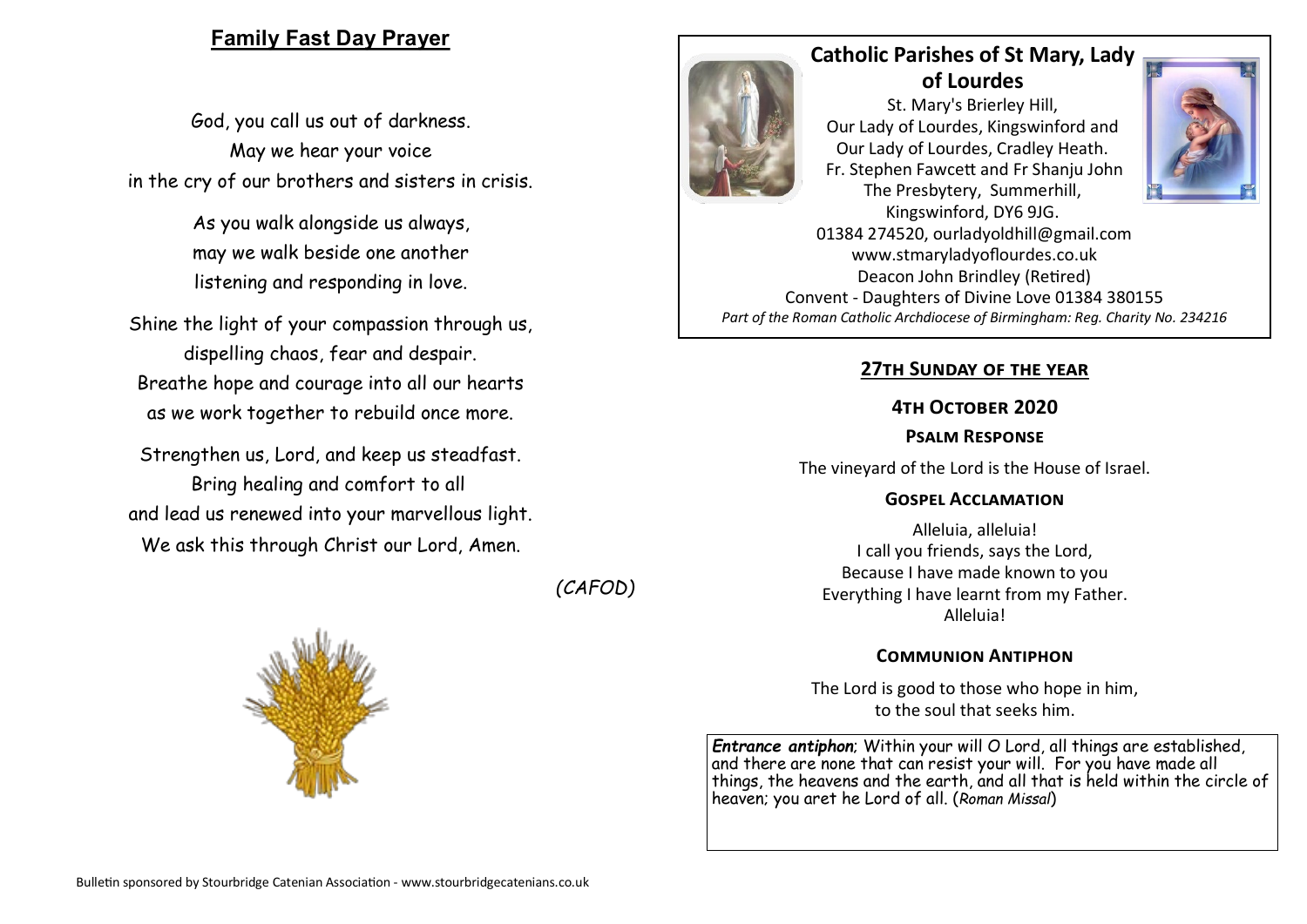## Family Fast Day Prayer

God, you call us out of darkness.
May we hear your voice
in the cry of our brothers and sisters in crisis.

As you walk alongside us always,
may we walk beside one another
listening and responding in love.

Shine the light of your compassion through us,
dispelling chaos, fear and despair.
Breathe hope and courage into all our hearts
as we work together to rebuild once more.

Strengthen us, Lord, and keep us steadfast.
Bring healing and comfort to all
and lead us renewed into your marvellous light.
We ask this through Christ our Lord, Amen.

*(CAFOD)*

Bulletin sponsored by Stourbridge Catenian Association - www.stourbridgecatenians.co.uk

# Catholic Parishes of St Mary, Lady of Lourdes

St. Mary's Brierley Hill,
Our Lady of Lourdes, Kingswinford and
Our Lady of Lourdes, Cradley Heath.
Fr. Stephen Fawcett and Fr Shanju John
The Presbytery, Summerhill,
Kingswinford, DY6 9JG.
01384 274520, ourladyoldhill@gmail.com
www.stmaryladyoflourdes.co.uk
Deacon John Brindley (Retired)
Convent - Daughters of Divine Love 01384 380155
*Part of the Roman Catholic Archdiocese of Birmingham: Reg. Charity No. 234216*

## 27th Sunday of the year

### 4th October 2020

### Psalm Response

The vineyard of the Lord is the House of Israel.

### Gospel Acclamation

Alleluia, alleluia!
I call you friends, says the Lord,
Because I have made known to you
Everything I have learnt from my Father.
Alleluia!

### Communion Antiphon

The Lord is good to those who hope in him,
to the soul that seeks him.

***Entrance antiphon***; Within your will O Lord, all things are established, and there are none that can resist your will. For you have made all things, the heavens and the earth, and all that is held within the circle of heaven; you aret he Lord of all. (*Roman Missal*)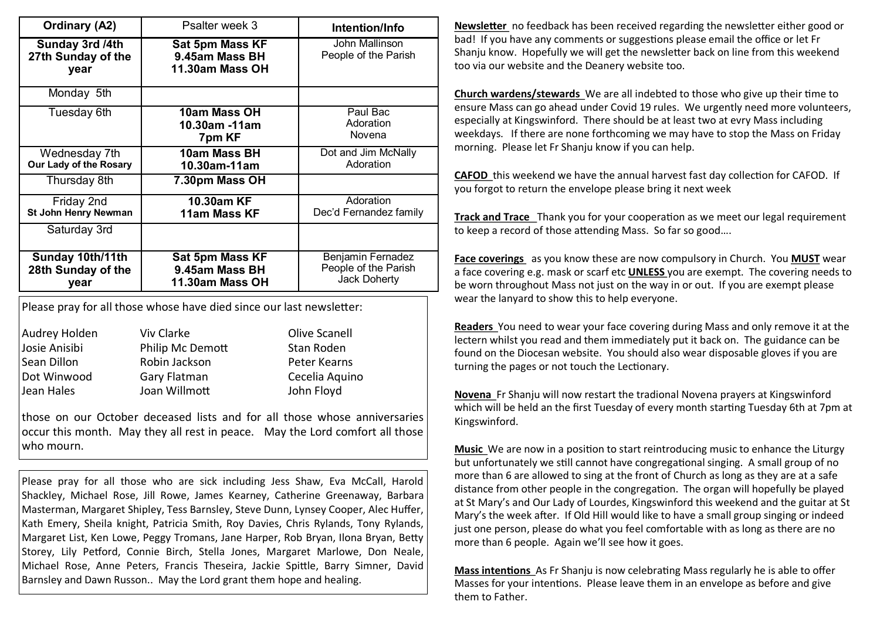| Ordinary (A2) | Psalter week 3 | Intention/Info |
|---|---|---|
| **Sunday 3rd /4th 27th Sunday of the year** | **Sat 5pm Mass KF 9.45am Mass BH 11.30am Mass OH** | John Mallinson People of the Parish |
| Monday 5th | | |
| Tuesday 6th | **10am Mass OH 10.30am -11am 7pm KF** | Paul Bac Adoration Novena |
| Wednesday 7th **Our Lady of the Rosary** | **10am Mass BH 10.30am-11am** | Dot and Jim McNally Adoration |
| Thursday 8th | **7.30pm Mass OH** | |
| Friday 2nd **St John Henry Newman** | **10.30am KF 11am Mass KF** | Adoration Dec'd Fernandez family |
| Saturday 3rd | | |
| **Sunday 10th/11th 28th Sunday of the year** | **Sat 5pm Mass KF 9.45am Mass BH 11.30am Mass OH** | Benjamin Fernadez People of the Parish Jack Doherty |

Please pray for all those whose have died since our last newsletter:

| | | |
|---|---|---|
| Audrey Holden | Viv Clarke | Olive Scanell |
| Josie Anisibi | Philip Mc Demott | Stan Roden |
| Sean Dillon | Robin Jackson | Peter Kearns |
| Dot Winwood | Gary Flatman | Cecelia Aquino |
| Jean Hales | Joan Willmott | John Floyd |

those on our October deceased lists and for all those whose anniversaries occur this month. May they all rest in peace. May the Lord comfort all those who mourn.

Please pray for all those who are sick including Jess Shaw, Eva McCall, Harold Shackley, Michael Rose, Jill Rowe, James Kearney, Catherine Greenaway, Barbara Masterman, Margaret Shipley, Tess Barnsley, Steve Dunn, Lynsey Cooper, Alec Huffer, Kath Emery, Sheila knight, Patricia Smith, Roy Davies, Chris Rylands, Tony Rylands, Margaret List, Ken Lowe, Peggy Tromans, Jane Harper, Rob Bryan, Ilona Bryan, Betty Storey, Lily Petford, Connie Birch, Stella Jones, Margaret Marlowe, Don Neale, Michael Rose, Anne Peters, Francis Theseira, Jackie Spittle, Barry Simner, David Barnsley and Dawn Russon.. May the Lord grant them hope and healing.

**Newsletter** no feedback has been received regarding the newsletter either good or bad! If you have any comments or suggestions please email the office or let Fr Shanju know. Hopefully we will get the newsletter back on line from this weekend too via our website and the Deanery website too.

**Church wardens/stewards** We are all indebted to those who give up their time to ensure Mass can go ahead under Covid 19 rules. We urgently need more volunteers, especially at Kingswinford. There should be at least two at evry Mass including weekdays. If there are none forthcoming we may have to stop the Mass on Friday morning. Please let Fr Shanju know if you can help.

**CAFOD** this weekend we have the annual harvest fast day collection for CAFOD. If you forgot to return the envelope please bring it next week

**Track and Trace** Thank you for your cooperation as we meet our legal requirement to keep a record of those attending Mass. So far so good….

**Face coverings** as you know these are now compulsory in Church. You **MUST** wear a face covering e.g. mask or scarf etc **UNLESS** you are exempt. The covering needs to be worn throughout Mass not just on the way in or out. If you are exempt please wear the lanyard to show this to help everyone.

**Readers** You need to wear your face covering during Mass and only remove it at the lectern whilst you read and them immediately put it back on. The guidance can be found on the Diocesan website. You should also wear disposable gloves if you are turning the pages or not touch the Lectionary.

**Novena** Fr Shanju will now restart the tradional Novena prayers at Kingswinford which will be held an the first Tuesday of every month starting Tuesday 6th at 7pm at Kingswinford.

**Music** We are now in a position to start reintroducing music to enhance the Liturgy but unfortunately we still cannot have congregational singing. A small group of no more than 6 are allowed to sing at the front of Church as long as they are at a safe distance from other people in the congregation. The organ will hopefully be played at St Mary's and Our Lady of Lourdes, Kingswinford this weekend and the guitar at St Mary's the week after. If Old Hill would like to have a small group singing or indeed just one person, please do what you feel comfortable with as long as there are no more than 6 people. Again we'll see how it goes.

**Mass intentions** As Fr Shanju is now celebrating Mass regularly he is able to offer Masses for your intentions. Please leave them in an envelope as before and give them to Father.